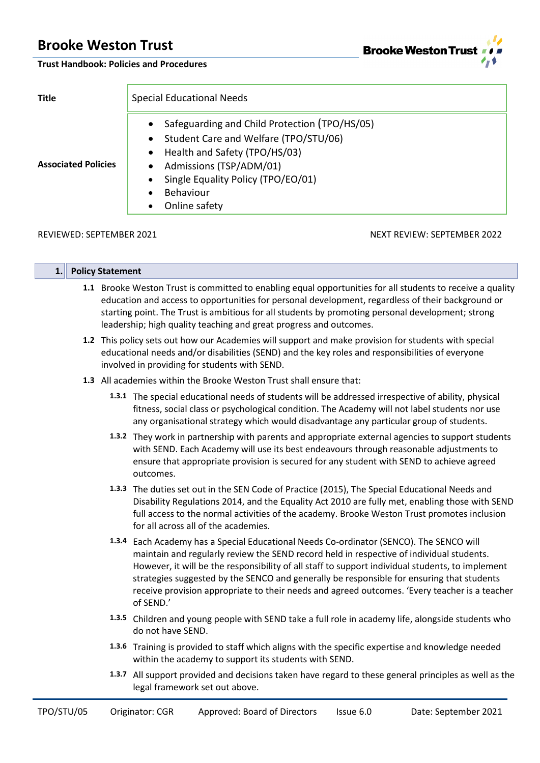# Brooke Weston Trust

**Trust Handbook: Policies and Procedures**

| **Title** | Special Educational Needs |
|---|---|
| **Associated Policies** | • Safeguarding and Child Protection (TPO/HS/05)<br>• Student Care and Welfare (TPO/STU/06)<br>• Health and Safety (TPO/HS/03)<br>• Admissions (TSP/ADM/01)<br>• Single Equality Policy (TPO/EO/01)<br>• Behaviour<br>• Online safety |

REVIEWED: SEPTEMBER 2021 NEXT REVIEW: SEPTEMBER 2022

## 1. Policy Statement

**1.1** Brooke Weston Trust is committed to enabling equal opportunities for all students to receive a quality education and access to opportunities for personal development, regardless of their background or starting point. The Trust is ambitious for all students by promoting personal development; strong leadership; high quality teaching and great progress and outcomes.

**1.2** This policy sets out how our Academies will support and make provision for students with special educational needs and/or disabilities (SEND) and the key roles and responsibilities of everyone involved in providing for students with SEND.

**1.3** All academies within the Brooke Weston Trust shall ensure that:

**1.3.1** The special educational needs of students will be addressed irrespective of ability, physical fitness, social class or psychological condition. The Academy will not label students nor use any organisational strategy which would disadvantage any particular group of students.

**1.3.2** They work in partnership with parents and appropriate external agencies to support students with SEND. Each Academy will use its best endeavours through reasonable adjustments to ensure that appropriate provision is secured for any student with SEND to achieve agreed outcomes.

**1.3.3** The duties set out in the SEN Code of Practice (2015), The Special Educational Needs and Disability Regulations 2014, and the Equality Act 2010 are fully met, enabling those with SEND full access to the normal activities of the academy. Brooke Weston Trust promotes inclusion for all across all of the academies.

**1.3.4** Each Academy has a Special Educational Needs Co-ordinator (SENCO). The SENCO will maintain and regularly review the SEND record held in respective of individual students. However, it will be the responsibility of all staff to support individual students, to implement strategies suggested by the SENCO and generally be responsible for ensuring that students receive provision appropriate to their needs and agreed outcomes. 'Every teacher is a teacher of SEND.'

**1.3.5** Children and young people with SEND take a full role in academy life, alongside students who do not have SEND.

**1.3.6** Training is provided to staff which aligns with the specific expertise and knowledge needed within the academy to support its students with SEND.

**1.3.7** All support provided and decisions taken have regard to these general principles as well as the legal framework set out above.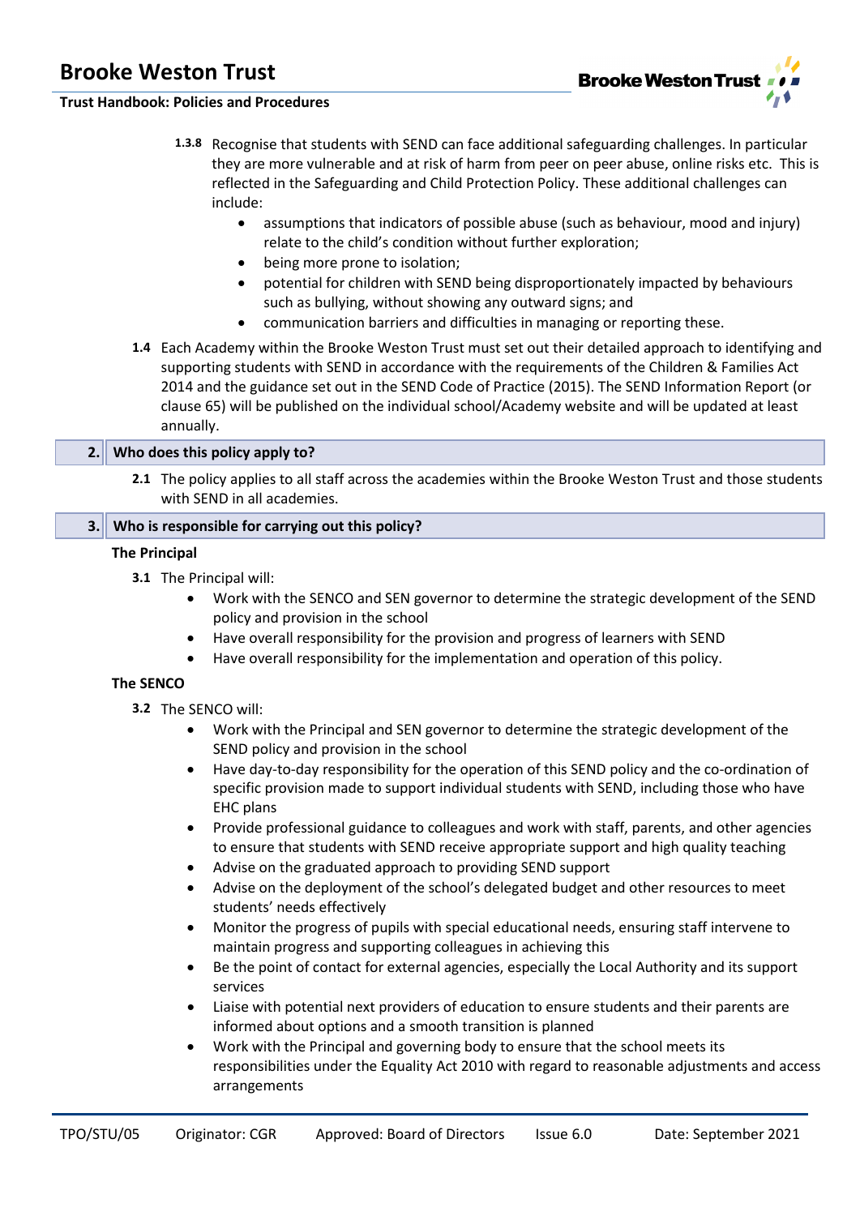1.3.8 Recognise that students with SEND can face additional safeguarding challenges. In particular they are more vulnerable and at risk of harm from peer on peer abuse, online risks etc. This is reflected in the Safeguarding and Child Protection Policy. These additional challenges can include:

- assumptions that indicators of possible abuse (such as behaviour, mood and injury) relate to the child's condition without further exploration;
- being more prone to isolation;
- potential for children with SEND being disproportionately impacted by behaviours such as bullying, without showing any outward signs; and
- communication barriers and difficulties in managing or reporting these.

**1.4** Each Academy within the Brooke Weston Trust must set out their detailed approach to identifying and supporting students with SEND in accordance with the requirements of the Children & Families Act 2014 and the guidance set out in the SEND Code of Practice (2015). The SEND Information Report (or clause 65) will be published on the individual school/Academy website and will be updated at least annually.

## 2. Who does this policy apply to?

**2.1** The policy applies to all staff across the academies within the Brooke Weston Trust and those students with SEND in all academies.

## 3. Who is responsible for carrying out this policy?

**The Principal**

**3.1** The Principal will:

- Work with the SENCO and SEN governor to determine the strategic development of the SEND policy and provision in the school
- Have overall responsibility for the provision and progress of learners with SEND
- Have overall responsibility for the implementation and operation of this policy.

**The SENCO**

**3.2** The SENCO will:

- Work with the Principal and SEN governor to determine the strategic development of the SEND policy and provision in the school
- Have day-to-day responsibility for the operation of this SEND policy and the co-ordination of specific provision made to support individual students with SEND, including those who have EHC plans
- Provide professional guidance to colleagues and work with staff, parents, and other agencies to ensure that students with SEND receive appropriate support and high quality teaching
- Advise on the graduated approach to providing SEND support
- Advise on the deployment of the school's delegated budget and other resources to meet students' needs effectively
- Monitor the progress of pupils with special educational needs, ensuring staff intervene to maintain progress and supporting colleagues in achieving this
- Be the point of contact for external agencies, especially the Local Authority and its support services
- Liaise with potential next providers of education to ensure students and their parents are informed about options and a smooth transition is planned
- Work with the Principal and governing body to ensure that the school meets its responsibilities under the Equality Act 2010 with regard to reasonable adjustments and access arrangements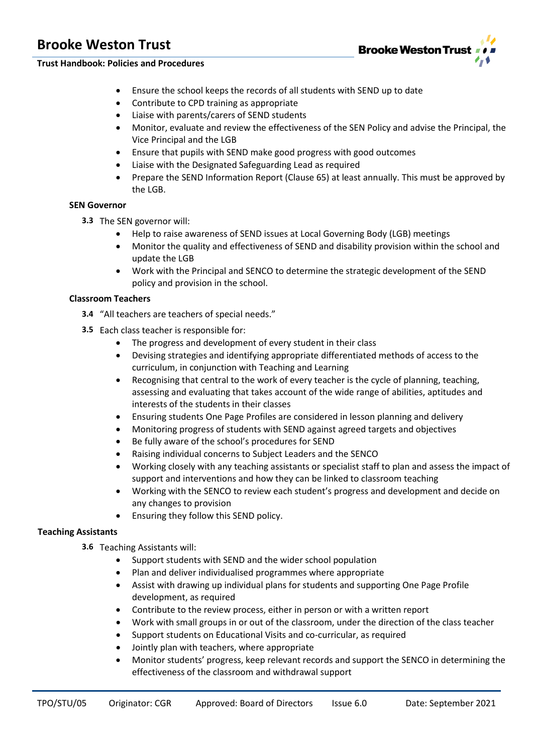- Ensure the school keeps the records of all students with SEND up to date
- Contribute to CPD training as appropriate
- Liaise with parents/carers of SEND students
- Monitor, evaluate and review the effectiveness of the SEN Policy and advise the Principal, the Vice Principal and the LGB
- Ensure that pupils with SEND make good progress with good outcomes
- Liaise with the Designated Safeguarding Lead as required
- Prepare the SEND Information Report (Clause 65) at least annually. This must be approved by the LGB.

**SEN Governor**

**3.3** The SEN governor will:

- Help to raise awareness of SEND issues at Local Governing Body (LGB) meetings
- Monitor the quality and effectiveness of SEND and disability provision within the school and update the LGB
- Work with the Principal and SENCO to determine the strategic development of the SEND policy and provision in the school.

**Classroom Teachers**

**3.4** "All teachers are teachers of special needs."

**3.5** Each class teacher is responsible for:

- The progress and development of every student in their class
- Devising strategies and identifying appropriate differentiated methods of access to the curriculum, in conjunction with Teaching and Learning
- Recognising that central to the work of every teacher is the cycle of planning, teaching, assessing and evaluating that takes account of the wide range of abilities, aptitudes and interests of the students in their classes
- Ensuring students One Page Profiles are considered in lesson planning and delivery
- Monitoring progress of students with SEND against agreed targets and objectives
- Be fully aware of the school's procedures for SEND
- Raising individual concerns to Subject Leaders and the SENCO
- Working closely with any teaching assistants or specialist staff to plan and assess the impact of support and interventions and how they can be linked to classroom teaching
- Working with the SENCO to review each student's progress and development and decide on any changes to provision
- Ensuring they follow this SEND policy.

**Teaching Assistants**

**3.6** Teaching Assistants will:

- Support students with SEND and the wider school population
- Plan and deliver individualised programmes where appropriate
- Assist with drawing up individual plans for students and supporting One Page Profile development, as required
- Contribute to the review process, either in person or with a written report
- Work with small groups in or out of the classroom, under the direction of the class teacher
- Support students on Educational Visits and co-curricular, as required
- Jointly plan with teachers, where appropriate
- Monitor students' progress, keep relevant records and support the SENCO in determining the effectiveness of the classroom and withdrawal support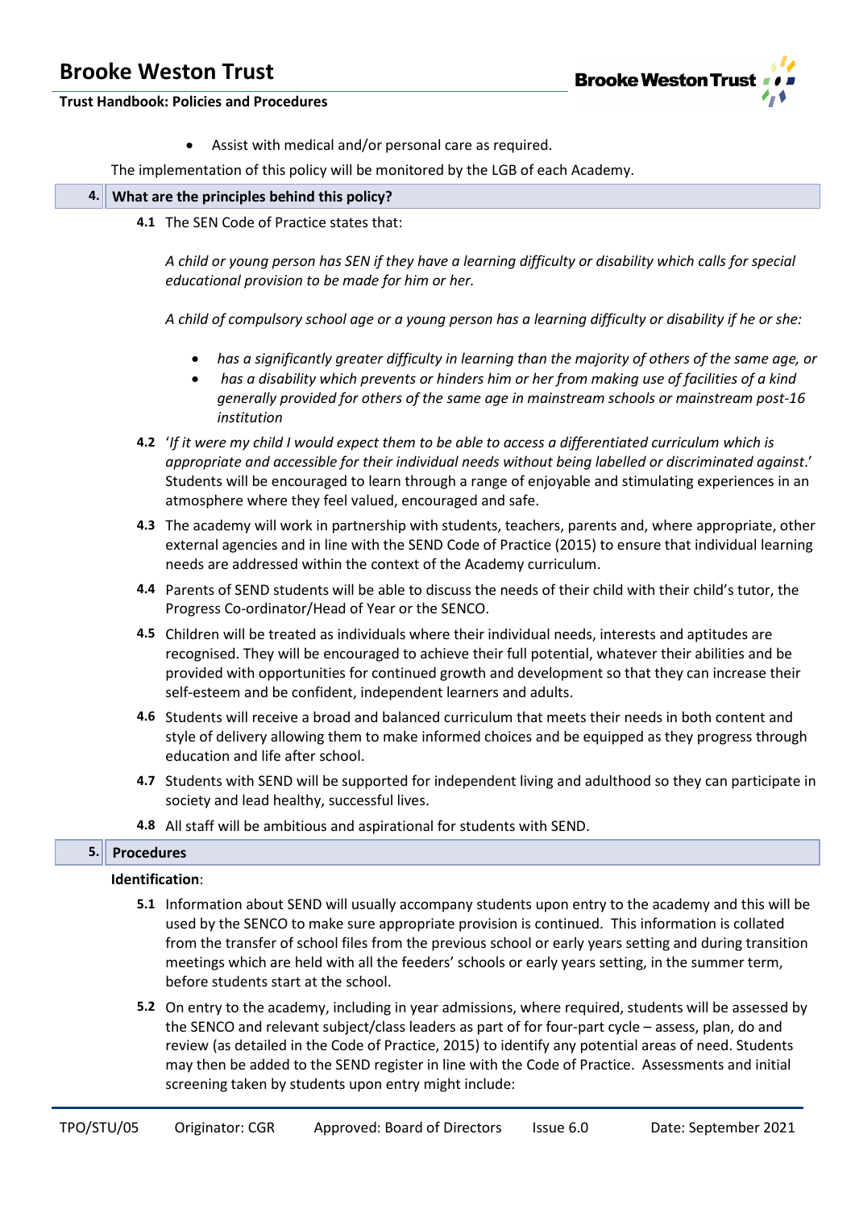- Assist with medical and/or personal care as required.

The implementation of this policy will be monitored by the LGB of each Academy.

## 4. What are the principles behind this policy?

**4.1** The SEN Code of Practice states that:

*A child or young person has SEN if they have a learning difficulty or disability which calls for special educational provision to be made for him or her.*

*A child of compulsory school age or a young person has a learning difficulty or disability if he or she:*

- *has a significantly greater difficulty in learning than the majority of others of the same age, or*
- *has a disability which prevents or hinders him or her from making use of facilities of a kind generally provided for others of the same age in mainstream schools or mainstream post-16 institution*

**4.2** '*If it were my child I would expect them to be able to access a differentiated curriculum which is appropriate and accessible for their individual needs without being labelled or discriminated against*.' Students will be encouraged to learn through a range of enjoyable and stimulating experiences in an atmosphere where they feel valued, encouraged and safe.

**4.3** The academy will work in partnership with students, teachers, parents and, where appropriate, other external agencies and in line with the SEND Code of Practice (2015) to ensure that individual learning needs are addressed within the context of the Academy curriculum.

**4.4** Parents of SEND students will be able to discuss the needs of their child with their child's tutor, the Progress Co-ordinator/Head of Year or the SENCO.

**4.5** Children will be treated as individuals where their individual needs, interests and aptitudes are recognised. They will be encouraged to achieve their full potential, whatever their abilities and be provided with opportunities for continued growth and development so that they can increase their self-esteem and be confident, independent learners and adults.

**4.6** Students will receive a broad and balanced curriculum that meets their needs in both content and style of delivery allowing them to make informed choices and be equipped as they progress through education and life after school.

**4.7** Students with SEND will be supported for independent living and adulthood so they can participate in society and lead healthy, successful lives.

**4.8** All staff will be ambitious and aspirational for students with SEND.

## 5. Procedures

**Identification**:

**5.1** Information about SEND will usually accompany students upon entry to the academy and this will be used by the SENCO to make sure appropriate provision is continued. This information is collated from the transfer of school files from the previous school or early years setting and during transition meetings which are held with all the feeders' schools or early years setting, in the summer term, before students start at the school.

**5.2** On entry to the academy, including in year admissions, where required, students will be assessed by the SENCO and relevant subject/class leaders as part of for four-part cycle – assess, plan, do and review (as detailed in the Code of Practice, 2015) to identify any potential areas of need. Students may then be added to the SEND register in line with the Code of Practice. Assessments and initial screening taken by students upon entry might include: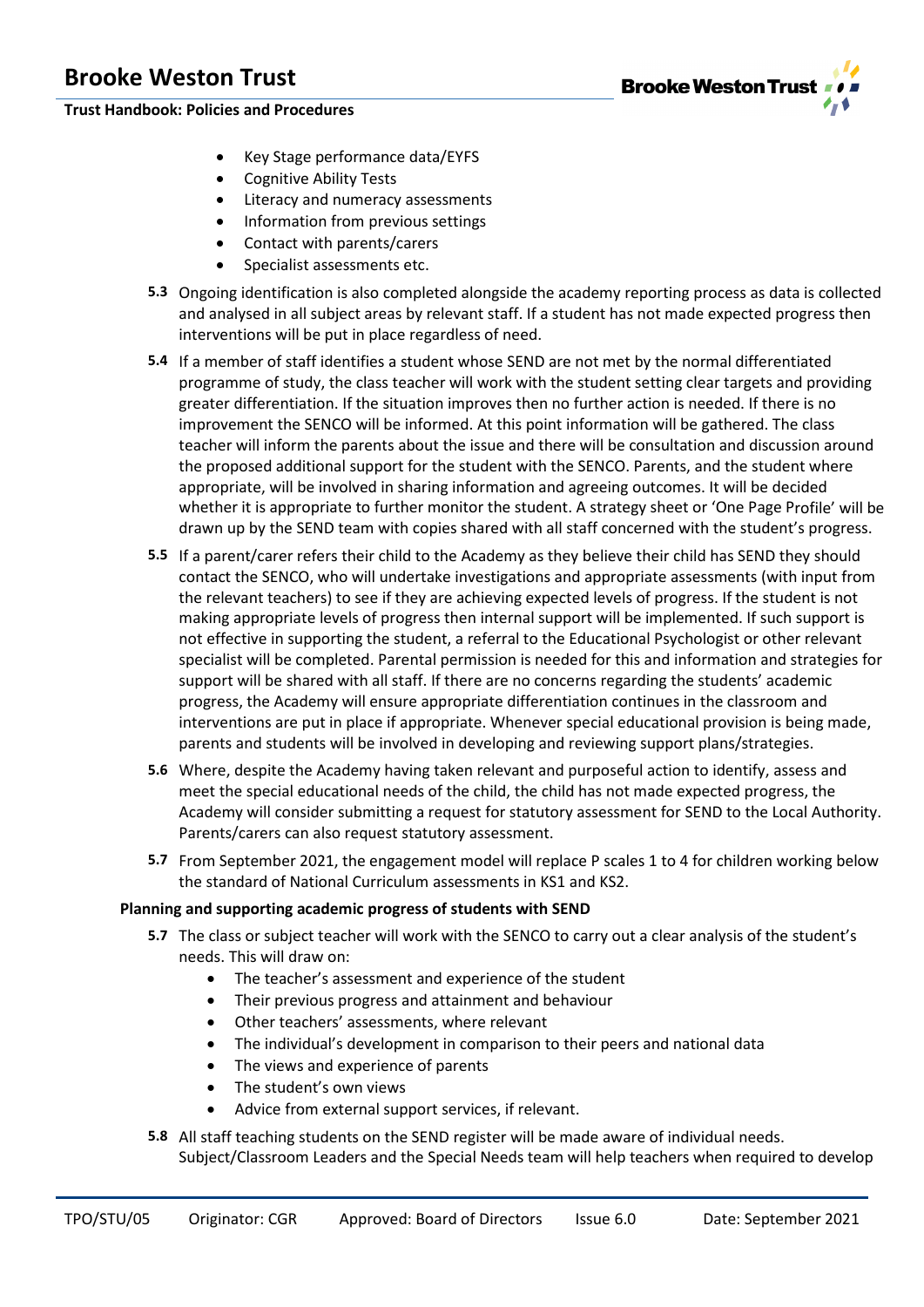- Key Stage performance data/EYFS
- Cognitive Ability Tests
- Literacy and numeracy assessments
- Information from previous settings
- Contact with parents/carers
- Specialist assessments etc.

**5.3** Ongoing identification is also completed alongside the academy reporting process as data is collected and analysed in all subject areas by relevant staff. If a student has not made expected progress then interventions will be put in place regardless of need.

**5.4** If a member of staff identifies a student whose SEND are not met by the normal differentiated programme of study, the class teacher will work with the student setting clear targets and providing greater differentiation. If the situation improves then no further action is needed. If there is no improvement the SENCO will be informed. At this point information will be gathered. The class teacher will inform the parents about the issue and there will be consultation and discussion around the proposed additional support for the student with the SENCO. Parents, and the student where appropriate, will be involved in sharing information and agreeing outcomes. It will be decided whether it is appropriate to further monitor the student. A strategy sheet or 'One Page Profile' will be drawn up by the SEND team with copies shared with all staff concerned with the student's progress.

**5.5** If a parent/carer refers their child to the Academy as they believe their child has SEND they should contact the SENCO, who will undertake investigations and appropriate assessments (with input from the relevant teachers) to see if they are achieving expected levels of progress. If the student is not making appropriate levels of progress then internal support will be implemented. If such support is not effective in supporting the student, a referral to the Educational Psychologist or other relevant specialist will be completed. Parental permission is needed for this and information and strategies for support will be shared with all staff. If there are no concerns regarding the students' academic progress, the Academy will ensure appropriate differentiation continues in the classroom and interventions are put in place if appropriate. Whenever special educational provision is being made, parents and students will be involved in developing and reviewing support plans/strategies.

**5.6** Where, despite the Academy having taken relevant and purposeful action to identify, assess and meet the special educational needs of the child, the child has not made expected progress, the Academy will consider submitting a request for statutory assessment for SEND to the Local Authority. Parents/carers can also request statutory assessment.

**5.7** From September 2021, the engagement model will replace P scales 1 to 4 for children working below the standard of National Curriculum assessments in KS1 and KS2.

**Planning and supporting academic progress of students with SEND**

**5.7** The class or subject teacher will work with the SENCO to carry out a clear analysis of the student's needs. This will draw on:

- The teacher's assessment and experience of the student
- Their previous progress and attainment and behaviour
- Other teachers' assessments, where relevant
- The individual's development in comparison to their peers and national data
- The views and experience of parents
- The student's own views
- Advice from external support services, if relevant.

**5.8** All staff teaching students on the SEND register will be made aware of individual needs. Subject/Classroom Leaders and the Special Needs team will help teachers when required to develop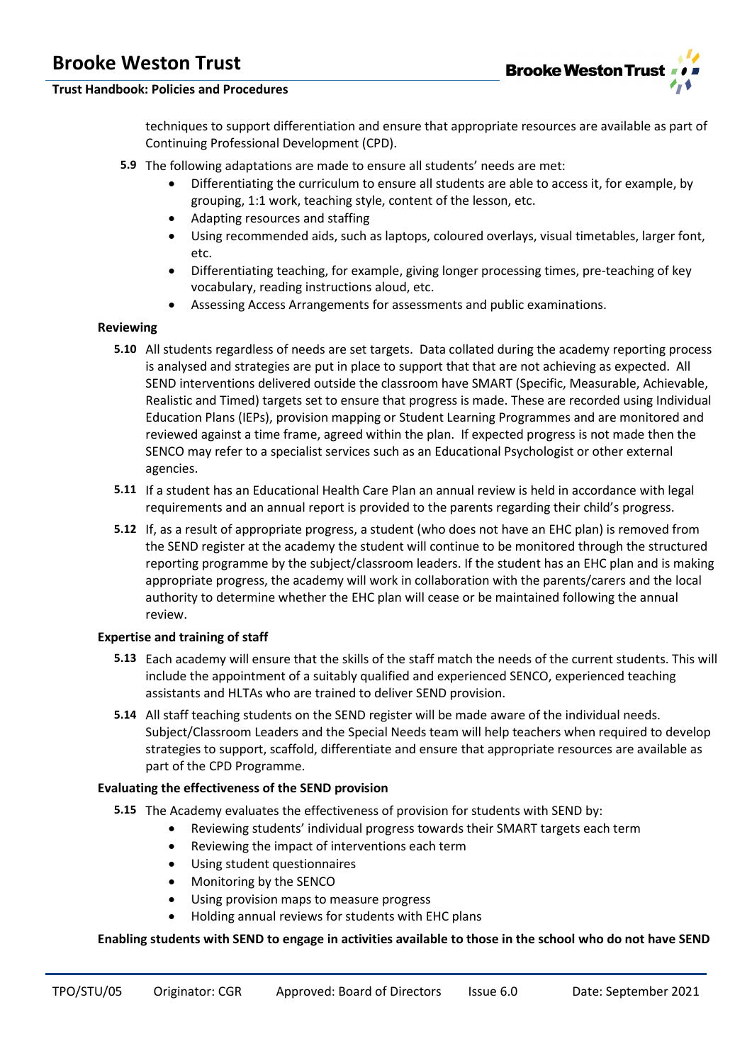techniques to support differentiation and ensure that appropriate resources are available as part of Continuing Professional Development (CPD).

**5.9** The following adaptations are made to ensure all students' needs are met:

- Differentiating the curriculum to ensure all students are able to access it, for example, by grouping, 1:1 work, teaching style, content of the lesson, etc.
- Adapting resources and staffing
- Using recommended aids, such as laptops, coloured overlays, visual timetables, larger font, etc.
- Differentiating teaching, for example, giving longer processing times, pre-teaching of key vocabulary, reading instructions aloud, etc.
- Assessing Access Arrangements for assessments and public examinations.

**Reviewing**

**5.10** All students regardless of needs are set targets. Data collated during the academy reporting process is analysed and strategies are put in place to support that that are not achieving as expected. All SEND interventions delivered outside the classroom have SMART (Specific, Measurable, Achievable, Realistic and Timed) targets set to ensure that progress is made. These are recorded using Individual Education Plans (IEPs), provision mapping or Student Learning Programmes and are monitored and reviewed against a time frame, agreed within the plan. If expected progress is not made then the SENCO may refer to a specialist services such as an Educational Psychologist or other external agencies.

**5.11** If a student has an Educational Health Care Plan an annual review is held in accordance with legal requirements and an annual report is provided to the parents regarding their child's progress.

**5.12** If, as a result of appropriate progress, a student (who does not have an EHC plan) is removed from the SEND register at the academy the student will continue to be monitored through the structured reporting programme by the subject/classroom leaders. If the student has an EHC plan and is making appropriate progress, the academy will work in collaboration with the parents/carers and the local authority to determine whether the EHC plan will cease or be maintained following the annual review.

**Expertise and training of staff**

**5.13** Each academy will ensure that the skills of the staff match the needs of the current students. This will include the appointment of a suitably qualified and experienced SENCO, experienced teaching assistants and HLTAs who are trained to deliver SEND provision.

**5.14** All staff teaching students on the SEND register will be made aware of the individual needs. Subject/Classroom Leaders and the Special Needs team will help teachers when required to develop strategies to support, scaffold, differentiate and ensure that appropriate resources are available as part of the CPD Programme.

**Evaluating the effectiveness of the SEND provision**

**5.15** The Academy evaluates the effectiveness of provision for students with SEND by:

- Reviewing students' individual progress towards their SMART targets each term
- Reviewing the impact of interventions each term
- Using student questionnaires
- Monitoring by the SENCO
- Using provision maps to measure progress
- Holding annual reviews for students with EHC plans

**Enabling students with SEND to engage in activities available to those in the school who do not have SEND**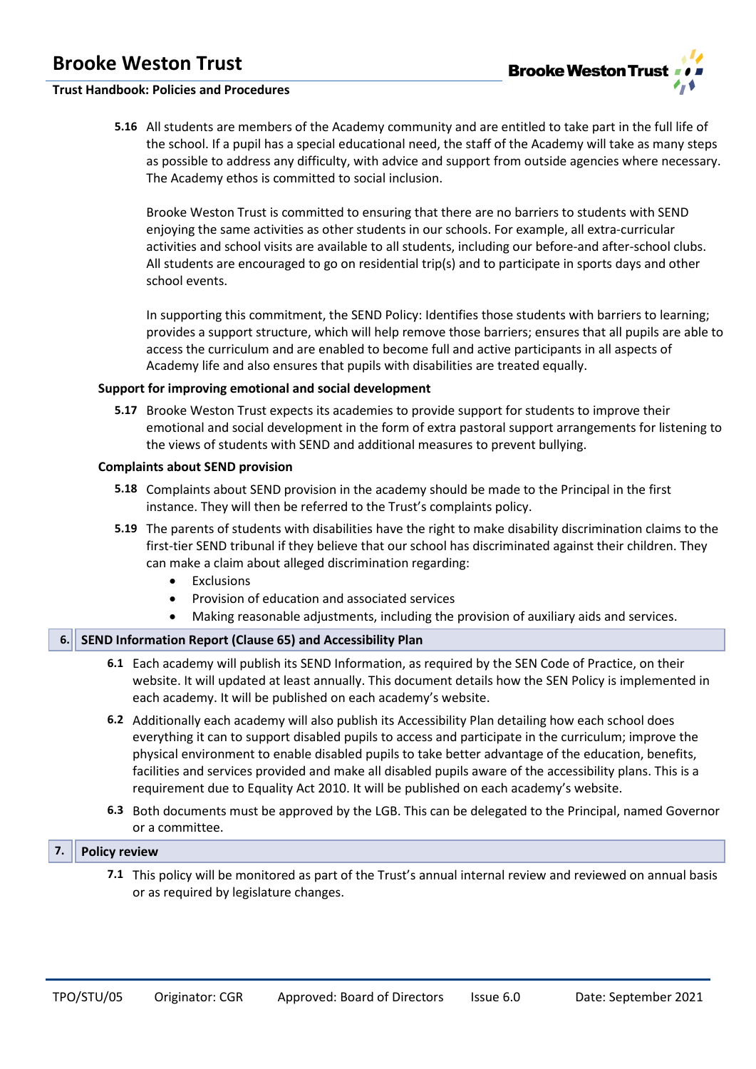**5.16** All students are members of the Academy community and are entitled to take part in the full life of the school. If a pupil has a special educational need, the staff of the Academy will take as many steps as possible to address any difficulty, with advice and support from outside agencies where necessary. The Academy ethos is committed to social inclusion.

Brooke Weston Trust is committed to ensuring that there are no barriers to students with SEND enjoying the same activities as other students in our schools. For example, all extra-curricular activities and school visits are available to all students, including our before-and after-school clubs. All students are encouraged to go on residential trip(s) and to participate in sports days and other school events.

In supporting this commitment, the SEND Policy: Identifies those students with barriers to learning; provides a support structure, which will help remove those barriers; ensures that all pupils are able to access the curriculum and are enabled to become full and active participants in all aspects of Academy life and also ensures that pupils with disabilities are treated equally.

**Support for improving emotional and social development**

**5.17** Brooke Weston Trust expects its academies to provide support for students to improve their emotional and social development in the form of extra pastoral support arrangements for listening to the views of students with SEND and additional measures to prevent bullying.

**Complaints about SEND provision**

**5.18** Complaints about SEND provision in the academy should be made to the Principal in the first instance. They will then be referred to the Trust's complaints policy.

**5.19** The parents of students with disabilities have the right to make disability discrimination claims to the first-tier SEND tribunal if they believe that our school has discriminated against their children. They can make a claim about alleged discrimination regarding:

- Exclusions
- Provision of education and associated services
- Making reasonable adjustments, including the provision of auxiliary aids and services.

## 6. SEND Information Report (Clause 65) and Accessibility Plan

**6.1** Each academy will publish its SEND Information, as required by the SEN Code of Practice, on their website. It will updated at least annually. This document details how the SEN Policy is implemented in each academy. It will be published on each academy's website.

**6.2** Additionally each academy will also publish its Accessibility Plan detailing how each school does everything it can to support disabled pupils to access and participate in the curriculum; improve the physical environment to enable disabled pupils to take better advantage of the education, benefits, facilities and services provided and make all disabled pupils aware of the accessibility plans. This is a requirement due to Equality Act 2010. It will be published on each academy's website.

**6.3** Both documents must be approved by the LGB. This can be delegated to the Principal, named Governor or a committee.

## 7. Policy review

**7.1** This policy will be monitored as part of the Trust's annual internal review and reviewed on annual basis or as required by legislature changes.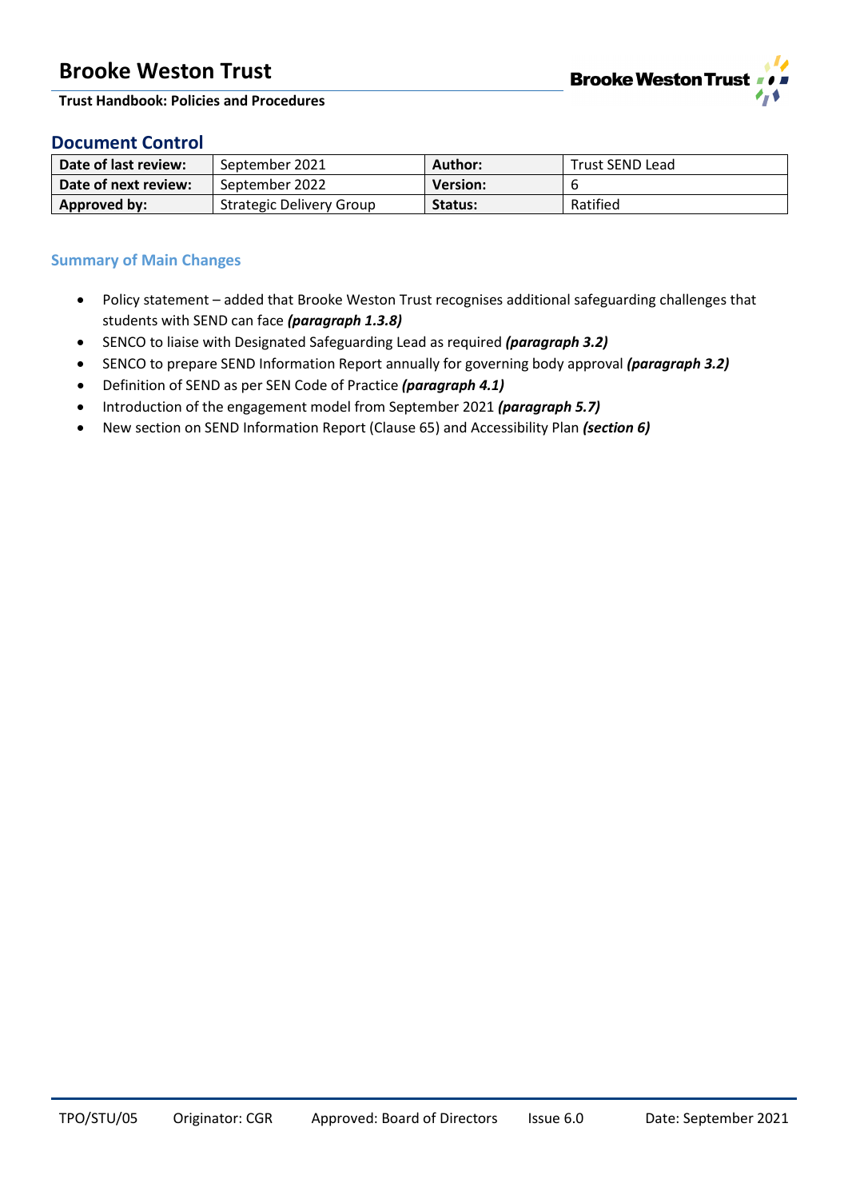## Document Control

| Date of last review: | September 2021 | Author: | Trust SEND Lead |
|---|---|---|---|
| Date of next review: | September 2022 | Version: | 6 |
| Approved by: | Strategic Delivery Group | Status: | Ratified |

### Summary of Main Changes

- Policy statement – added that Brooke Weston Trust recognises additional safeguarding challenges that students with SEND can face ***(paragraph 1.3.8)***
- SENCO to liaise with Designated Safeguarding Lead as required ***(paragraph 3.2)***
- SENCO to prepare SEND Information Report annually for governing body approval ***(paragraph 3.2)***
- Definition of SEND as per SEN Code of Practice ***(paragraph 4.1)***
- Introduction of the engagement model from September 2021 ***(paragraph 5.7)***
- New section on SEND Information Report (Clause 65) and Accessibility Plan ***(section 6)***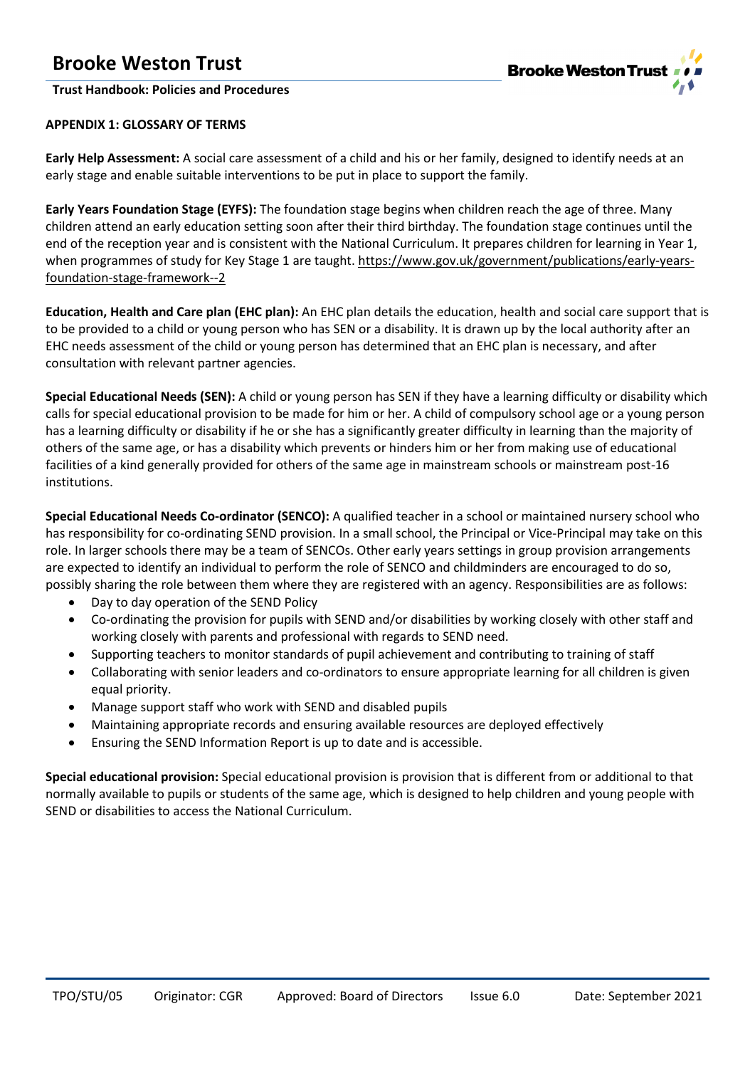**APPENDIX 1: GLOSSARY OF TERMS**

**Early Help Assessment:** A social care assessment of a child and his or her family, designed to identify needs at an early stage and enable suitable interventions to be put in place to support the family.

**Early Years Foundation Stage (EYFS):** The foundation stage begins when children reach the age of three. Many children attend an early education setting soon after their third birthday. The foundation stage continues until the end of the reception year and is consistent with the National Curriculum. It prepares children for learning in Year 1, when programmes of study for Key Stage 1 are taught. https://www.gov.uk/government/publications/early-years-foundation-stage-framework--2

**Education, Health and Care plan (EHC plan):** An EHC plan details the education, health and social care support that is to be provided to a child or young person who has SEN or a disability. It is drawn up by the local authority after an EHC needs assessment of the child or young person has determined that an EHC plan is necessary, and after consultation with relevant partner agencies.

**Special Educational Needs (SEN):** A child or young person has SEN if they have a learning difficulty or disability which calls for special educational provision to be made for him or her. A child of compulsory school age or a young person has a learning difficulty or disability if he or she has a significantly greater difficulty in learning than the majority of others of the same age, or has a disability which prevents or hinders him or her from making use of educational facilities of a kind generally provided for others of the same age in mainstream schools or mainstream post-16 institutions.

**Special Educational Needs Co-ordinator (SENCO):** A qualified teacher in a school or maintained nursery school who has responsibility for co-ordinating SEND provision. In a small school, the Principal or Vice-Principal may take on this role. In larger schools there may be a team of SENCOs. Other early years settings in group provision arrangements are expected to identify an individual to perform the role of SENCO and childminders are encouraged to do so, possibly sharing the role between them where they are registered with an agency. Responsibilities are as follows:

- Day to day operation of the SEND Policy
- Co-ordinating the provision for pupils with SEND and/or disabilities by working closely with other staff and working closely with parents and professional with regards to SEND need.
- Supporting teachers to monitor standards of pupil achievement and contributing to training of staff
- Collaborating with senior leaders and co-ordinators to ensure appropriate learning for all children is given equal priority.
- Manage support staff who work with SEND and disabled pupils
- Maintaining appropriate records and ensuring available resources are deployed effectively
- Ensuring the SEND Information Report is up to date and is accessible.

**Special educational provision:** Special educational provision is provision that is different from or additional to that normally available to pupils or students of the same age, which is designed to help children and young people with SEND or disabilities to access the National Curriculum.